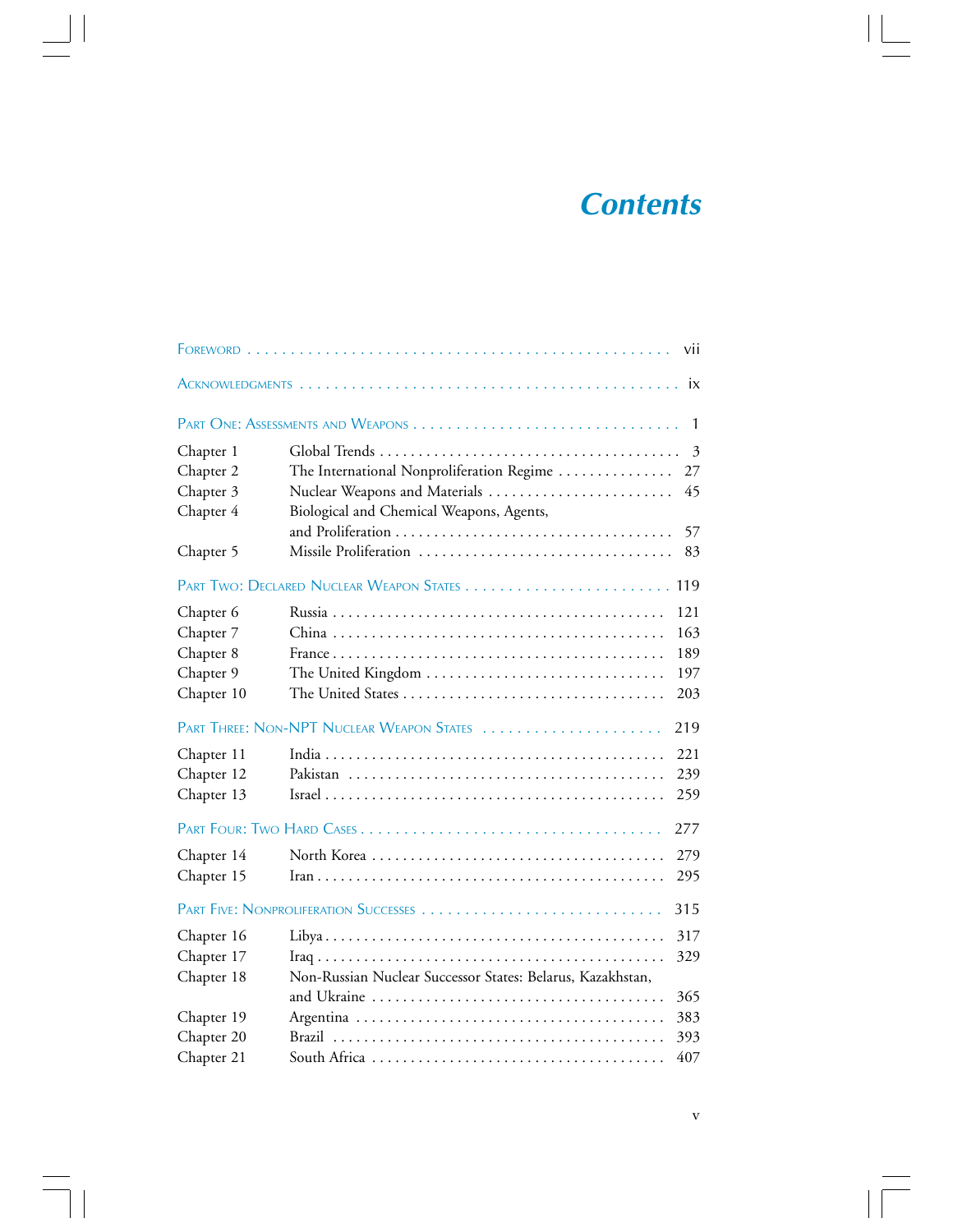# Contents

| | | |
|---|---|---|
| Foreword | | vii |
| Acknowledgments | | ix |
| Part One: Assessments and Weapons | | 1 |
| Chapter 1 | Global Trends | 3 |
| Chapter 2 | The International Nonproliferation Regime | 27 |
| Chapter 3 | Nuclear Weapons and Materials | 45 |
| Chapter 4 | Biological and Chemical Weapons, Agents, and Proliferation | 57 |
| Chapter 5 | Missile Proliferation | 83 |
| Part Two: Declared Nuclear Weapon States | | 119 |
| Chapter 6 | Russia | 121 |
| Chapter 7 | China | 163 |
| Chapter 8 | France | 189 |
| Chapter 9 | The United Kingdom | 197 |
| Chapter 10 | The United States | 203 |
| Part Three: Non-NPT Nuclear Weapon States | | 219 |
| Chapter 11 | India | 221 |
| Chapter 12 | Pakistan | 239 |
| Chapter 13 | Israel | 259 |
| Part Four: Two Hard Cases | | 277 |
| Chapter 14 | North Korea | 279 |
| Chapter 15 | Iran | 295 |
| Part Five: Nonproliferation Successes | | 315 |
| Chapter 16 | Libya | 317 |
| Chapter 17 | Iraq | 329 |
| Chapter 18 | Non-Russian Nuclear Successor States: Belarus, Kazakhstan, and Ukraine | 365 |
| Chapter 19 | Argentina | 383 |
| Chapter 20 | Brazil | 393 |
| Chapter 21 | South Africa | 407 |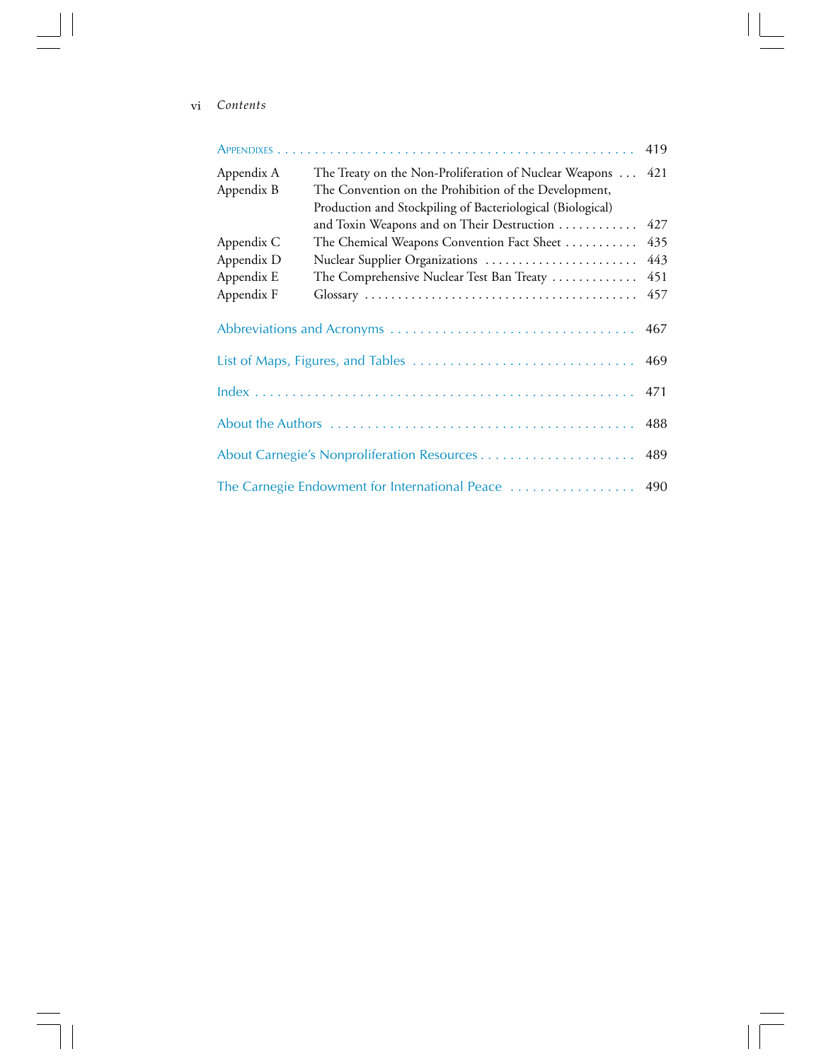Appendixes . . . . . . . . . . . . . . . . . . . . . . . . . . . . . . . . . . . . . . . . . . . . . 419

| | | |
|---|---|---|
| Appendix A | The Treaty on the Non-Proliferation of Nuclear Weapons . . . | 421 |
| Appendix B | The Convention on the Prohibition of the Development, Production and Stockpiling of Bacteriological (Biological) and Toxin Weapons and on Their Destruction . . . . . . . . . . . . | 427 |
| Appendix C | The Chemical Weapons Convention Fact Sheet . . . . . . . . . . . | 435 |
| Appendix D | Nuclear Supplier Organizations . . . . . . . . . . . . . . . . . . . . . . . | 443 |
| Appendix E | The Comprehensive Nuclear Test Ban Treaty . . . . . . . . . . . . . | 451 |
| Appendix F | Glossary . . . . . . . . . . . . . . . . . . . . . . . . . . . . . . . . . . . . . . . . | 457 |

Abbreviations and Acronyms . . . . . . . . . . . . . . . . . . . . . . . . . . . . . . . . . 467

List of Maps, Figures, and Tables . . . . . . . . . . . . . . . . . . . . . . . . . . . . . . 469

Index . . . . . . . . . . . . . . . . . . . . . . . . . . . . . . . . . . . . . . . . . . . . . . . . . . . . 471

About the Authors . . . . . . . . . . . . . . . . . . . . . . . . . . . . . . . . . . . . . . . . . 488

About Carnegie's Nonproliferation Resources . . . . . . . . . . . . . . . . . . . . . 489

The Carnegie Endowment for International Peace . . . . . . . . . . . . . . . . . 490